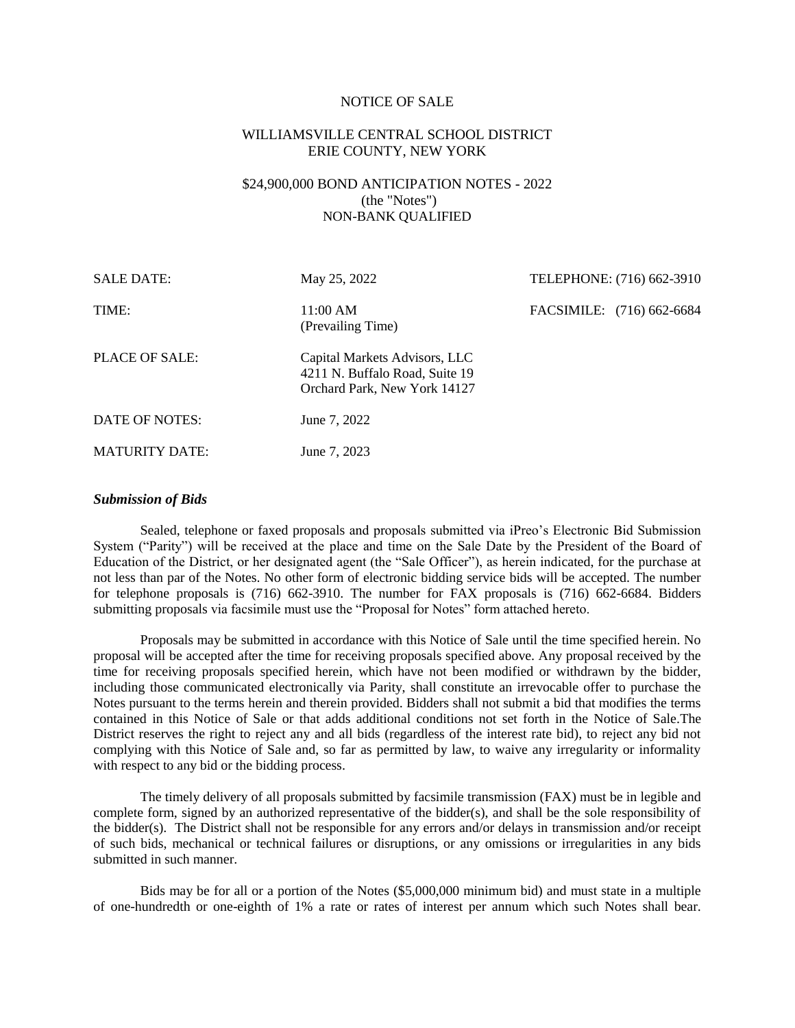# NOTICE OF SALE

## WILLIAMSVILLE CENTRAL SCHOOL DISTRICT
## ERIE COUNTY, NEW YORK

## $24,900,000 BOND ANTICIPATION NOTES - 2022
(the "Notes")
NON-BANK QUALIFIED

| | | |
|---|---|---|
| SALE DATE: | May 25, 2022 | TELEPHONE: (716) 662-3910 |
| TIME: | 11:00 AM (Prevailing Time) | FACSIMILE: (716) 662-6684 |
| PLACE OF SALE: | Capital Markets Advisors, LLC<br>4211 N. Buffalo Road, Suite 19<br>Orchard Park, New York 14127 | |
| DATE OF NOTES: | June 7, 2022 | |
| MATURITY DATE: | June 7, 2023 | |

### *Submission of Bids*

Sealed, telephone or faxed proposals and proposals submitted via iPreo's Electronic Bid Submission System ("Parity") will be received at the place and time on the Sale Date by the President of the Board of Education of the District, or her designated agent (the "Sale Officer"), as herein indicated, for the purchase at not less than par of the Notes. No other form of electronic bidding service bids will be accepted. The number for telephone proposals is (716) 662-3910. The number for FAX proposals is (716) 662-6684. Bidders submitting proposals via facsimile must use the "Proposal for Notes" form attached hereto.

Proposals may be submitted in accordance with this Notice of Sale until the time specified herein. No proposal will be accepted after the time for receiving proposals specified above. Any proposal received by the time for receiving proposals specified herein, which have not been modified or withdrawn by the bidder, including those communicated electronically via Parity, shall constitute an irrevocable offer to purchase the Notes pursuant to the terms herein and therein provided. Bidders shall not submit a bid that modifies the terms contained in this Notice of Sale or that adds additional conditions not set forth in the Notice of Sale.The District reserves the right to reject any and all bids (regardless of the interest rate bid), to reject any bid not complying with this Notice of Sale and, so far as permitted by law, to waive any irregularity or informality with respect to any bid or the bidding process.

The timely delivery of all proposals submitted by facsimile transmission (FAX) must be in legible and complete form, signed by an authorized representative of the bidder(s), and shall be the sole responsibility of the bidder(s). The District shall not be responsible for any errors and/or delays in transmission and/or receipt of such bids, mechanical or technical failures or disruptions, or any omissions or irregularities in any bids submitted in such manner.

Bids may be for all or a portion of the Notes ($5,000,000 minimum bid) and must state in a multiple of one-hundredth or one-eighth of 1% a rate or rates of interest per annum which such Notes shall bear.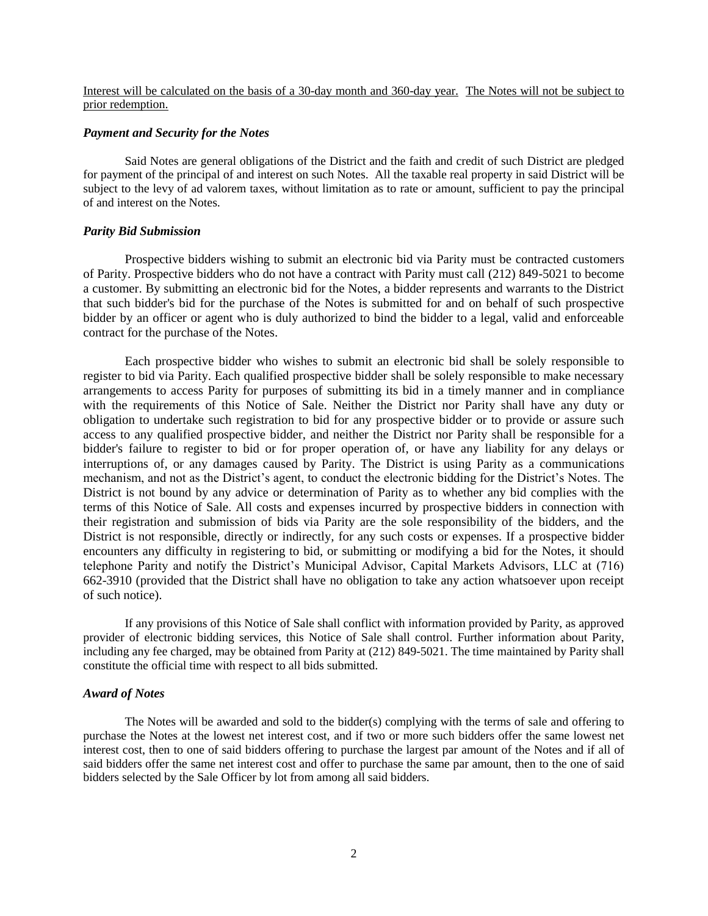<u>Interest will be calculated on the basis of a 30-day month and 360-day year.</u> <u>The Notes will not be subject to prior redemption.</u>

### *Payment and Security for the Notes*

Said Notes are general obligations of the District and the faith and credit of such District are pledged for payment of the principal of and interest on such Notes. All the taxable real property in said District will be subject to the levy of ad valorem taxes, without limitation as to rate or amount, sufficient to pay the principal of and interest on the Notes.

### *Parity Bid Submission*

Prospective bidders wishing to submit an electronic bid via Parity must be contracted customers of Parity. Prospective bidders who do not have a contract with Parity must call (212) 849-5021 to become a customer. By submitting an electronic bid for the Notes, a bidder represents and warrants to the District that such bidder's bid for the purchase of the Notes is submitted for and on behalf of such prospective bidder by an officer or agent who is duly authorized to bind the bidder to a legal, valid and enforceable contract for the purchase of the Notes.

Each prospective bidder who wishes to submit an electronic bid shall be solely responsible to register to bid via Parity. Each qualified prospective bidder shall be solely responsible to make necessary arrangements to access Parity for purposes of submitting its bid in a timely manner and in compliance with the requirements of this Notice of Sale. Neither the District nor Parity shall have any duty or obligation to undertake such registration to bid for any prospective bidder or to provide or assure such access to any qualified prospective bidder, and neither the District nor Parity shall be responsible for a bidder's failure to register to bid or for proper operation of, or have any liability for any delays or interruptions of, or any damages caused by Parity. The District is using Parity as a communications mechanism, and not as the District's agent, to conduct the electronic bidding for the District's Notes. The District is not bound by any advice or determination of Parity as to whether any bid complies with the terms of this Notice of Sale. All costs and expenses incurred by prospective bidders in connection with their registration and submission of bids via Parity are the sole responsibility of the bidders, and the District is not responsible, directly or indirectly, for any such costs or expenses. If a prospective bidder encounters any difficulty in registering to bid, or submitting or modifying a bid for the Notes, it should telephone Parity and notify the District's Municipal Advisor, Capital Markets Advisors, LLC at (716) 662-3910 (provided that the District shall have no obligation to take any action whatsoever upon receipt of such notice).

If any provisions of this Notice of Sale shall conflict with information provided by Parity, as approved provider of electronic bidding services, this Notice of Sale shall control. Further information about Parity, including any fee charged, may be obtained from Parity at (212) 849-5021. The time maintained by Parity shall constitute the official time with respect to all bids submitted.

### *Award of Notes*

The Notes will be awarded and sold to the bidder(s) complying with the terms of sale and offering to purchase the Notes at the lowest net interest cost, and if two or more such bidders offer the same lowest net interest cost, then to one of said bidders offering to purchase the largest par amount of the Notes and if all of said bidders offer the same net interest cost and offer to purchase the same par amount, then to the one of said bidders selected by the Sale Officer by lot from among all said bidders.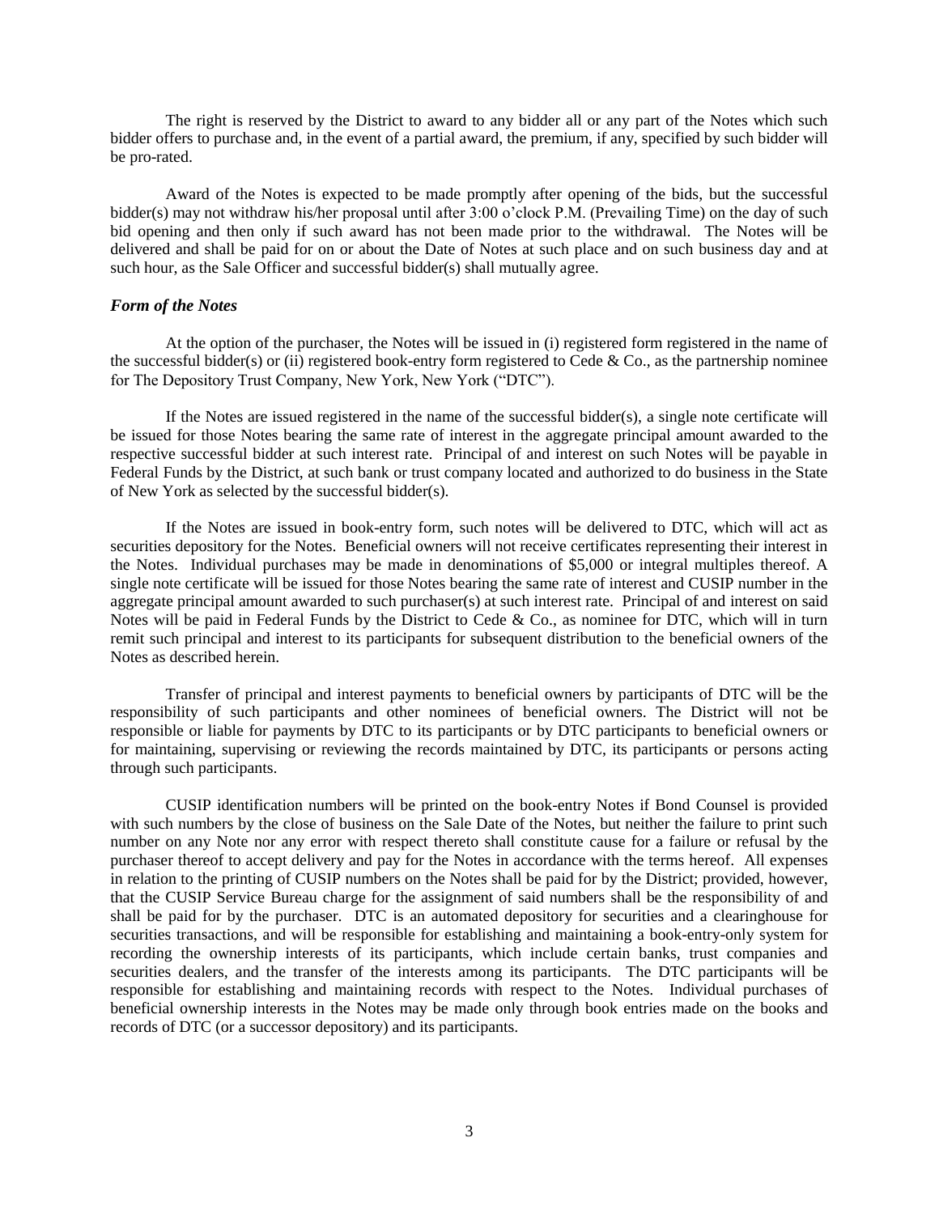The right is reserved by the District to award to any bidder all or any part of the Notes which such bidder offers to purchase and, in the event of a partial award, the premium, if any, specified by such bidder will be pro-rated.

Award of the Notes is expected to be made promptly after opening of the bids, but the successful bidder(s) may not withdraw his/her proposal until after 3:00 o'clock P.M. (Prevailing Time) on the day of such bid opening and then only if such award has not been made prior to the withdrawal. The Notes will be delivered and shall be paid for on or about the Date of Notes at such place and on such business day and at such hour, as the Sale Officer and successful bidder(s) shall mutually agree.

***Form of the Notes***

At the option of the purchaser, the Notes will be issued in (i) registered form registered in the name of the successful bidder(s) or (ii) registered book-entry form registered to Cede & Co., as the partnership nominee for The Depository Trust Company, New York, New York ("DTC").

If the Notes are issued registered in the name of the successful bidder(s), a single note certificate will be issued for those Notes bearing the same rate of interest in the aggregate principal amount awarded to the respective successful bidder at such interest rate. Principal of and interest on such Notes will be payable in Federal Funds by the District, at such bank or trust company located and authorized to do business in the State of New York as selected by the successful bidder(s).

If the Notes are issued in book-entry form, such notes will be delivered to DTC, which will act as securities depository for the Notes. Beneficial owners will not receive certificates representing their interest in the Notes. Individual purchases may be made in denominations of $5,000 or integral multiples thereof. A single note certificate will be issued for those Notes bearing the same rate of interest and CUSIP number in the aggregate principal amount awarded to such purchaser(s) at such interest rate. Principal of and interest on said Notes will be paid in Federal Funds by the District to Cede & Co., as nominee for DTC, which will in turn remit such principal and interest to its participants for subsequent distribution to the beneficial owners of the Notes as described herein.

Transfer of principal and interest payments to beneficial owners by participants of DTC will be the responsibility of such participants and other nominees of beneficial owners. The District will not be responsible or liable for payments by DTC to its participants or by DTC participants to beneficial owners or for maintaining, supervising or reviewing the records maintained by DTC, its participants or persons acting through such participants.

CUSIP identification numbers will be printed on the book-entry Notes if Bond Counsel is provided with such numbers by the close of business on the Sale Date of the Notes, but neither the failure to print such number on any Note nor any error with respect thereto shall constitute cause for a failure or refusal by the purchaser thereof to accept delivery and pay for the Notes in accordance with the terms hereof. All expenses in relation to the printing of CUSIP numbers on the Notes shall be paid for by the District; provided, however, that the CUSIP Service Bureau charge for the assignment of said numbers shall be the responsibility of and shall be paid for by the purchaser. DTC is an automated depository for securities and a clearinghouse for securities transactions, and will be responsible for establishing and maintaining a book-entry-only system for recording the ownership interests of its participants, which include certain banks, trust companies and securities dealers, and the transfer of the interests among its participants. The DTC participants will be responsible for establishing and maintaining records with respect to the Notes. Individual purchases of beneficial ownership interests in the Notes may be made only through book entries made on the books and records of DTC (or a successor depository) and its participants.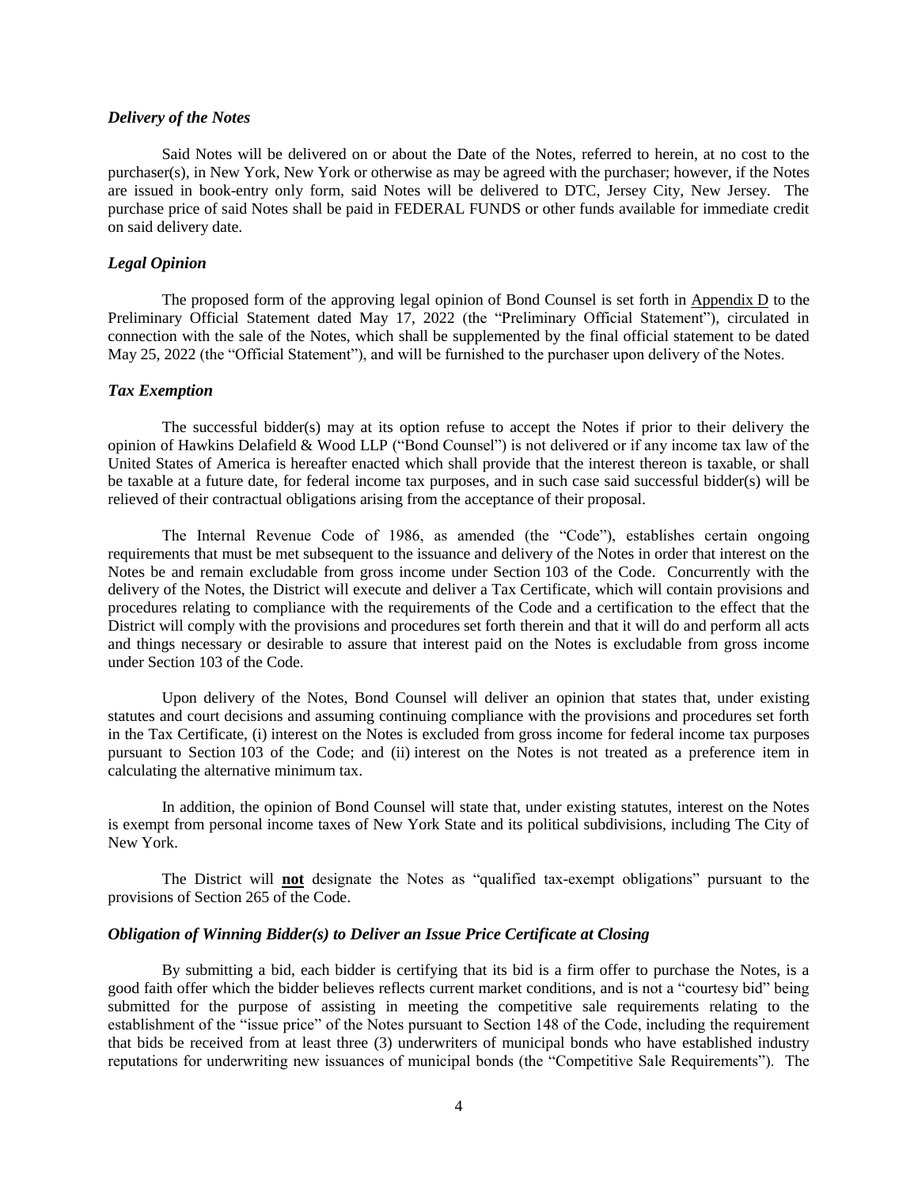### *Delivery of the Notes*

Said Notes will be delivered on or about the Date of the Notes, referred to herein, at no cost to the purchaser(s), in New York, New York or otherwise as may be agreed with the purchaser; however, if the Notes are issued in book-entry only form, said Notes will be delivered to DTC, Jersey City, New Jersey. The purchase price of said Notes shall be paid in FEDERAL FUNDS or other funds available for immediate credit on said delivery date.

### *Legal Opinion*

The proposed form of the approving legal opinion of Bond Counsel is set forth in Appendix D to the Preliminary Official Statement dated May 17, 2022 (the "Preliminary Official Statement"), circulated in connection with the sale of the Notes, which shall be supplemented by the final official statement to be dated May 25, 2022 (the "Official Statement"), and will be furnished to the purchaser upon delivery of the Notes.

### *Tax Exemption*

The successful bidder(s) may at its option refuse to accept the Notes if prior to their delivery the opinion of Hawkins Delafield & Wood LLP ("Bond Counsel") is not delivered or if any income tax law of the United States of America is hereafter enacted which shall provide that the interest thereon is taxable, or shall be taxable at a future date, for federal income tax purposes, and in such case said successful bidder(s) will be relieved of their contractual obligations arising from the acceptance of their proposal.

The Internal Revenue Code of 1986, as amended (the "Code"), establishes certain ongoing requirements that must be met subsequent to the issuance and delivery of the Notes in order that interest on the Notes be and remain excludable from gross income under Section 103 of the Code. Concurrently with the delivery of the Notes, the District will execute and deliver a Tax Certificate, which will contain provisions and procedures relating to compliance with the requirements of the Code and a certification to the effect that the District will comply with the provisions and procedures set forth therein and that it will do and perform all acts and things necessary or desirable to assure that interest paid on the Notes is excludable from gross income under Section 103 of the Code.

Upon delivery of the Notes, Bond Counsel will deliver an opinion that states that, under existing statutes and court decisions and assuming continuing compliance with the provisions and procedures set forth in the Tax Certificate, (i) interest on the Notes is excluded from gross income for federal income tax purposes pursuant to Section 103 of the Code; and (ii) interest on the Notes is not treated as a preference item in calculating the alternative minimum tax.

In addition, the opinion of Bond Counsel will state that, under existing statutes, interest on the Notes is exempt from personal income taxes of New York State and its political subdivisions, including The City of New York.

The District will **not** designate the Notes as "qualified tax-exempt obligations" pursuant to the provisions of Section 265 of the Code.

### *Obligation of Winning Bidder(s) to Deliver an Issue Price Certificate at Closing*

By submitting a bid, each bidder is certifying that its bid is a firm offer to purchase the Notes, is a good faith offer which the bidder believes reflects current market conditions, and is not a "courtesy bid" being submitted for the purpose of assisting in meeting the competitive sale requirements relating to the establishment of the "issue price" of the Notes pursuant to Section 148 of the Code, including the requirement that bids be received from at least three (3) underwriters of municipal bonds who have established industry reputations for underwriting new issuances of municipal bonds (the "Competitive Sale Requirements"). The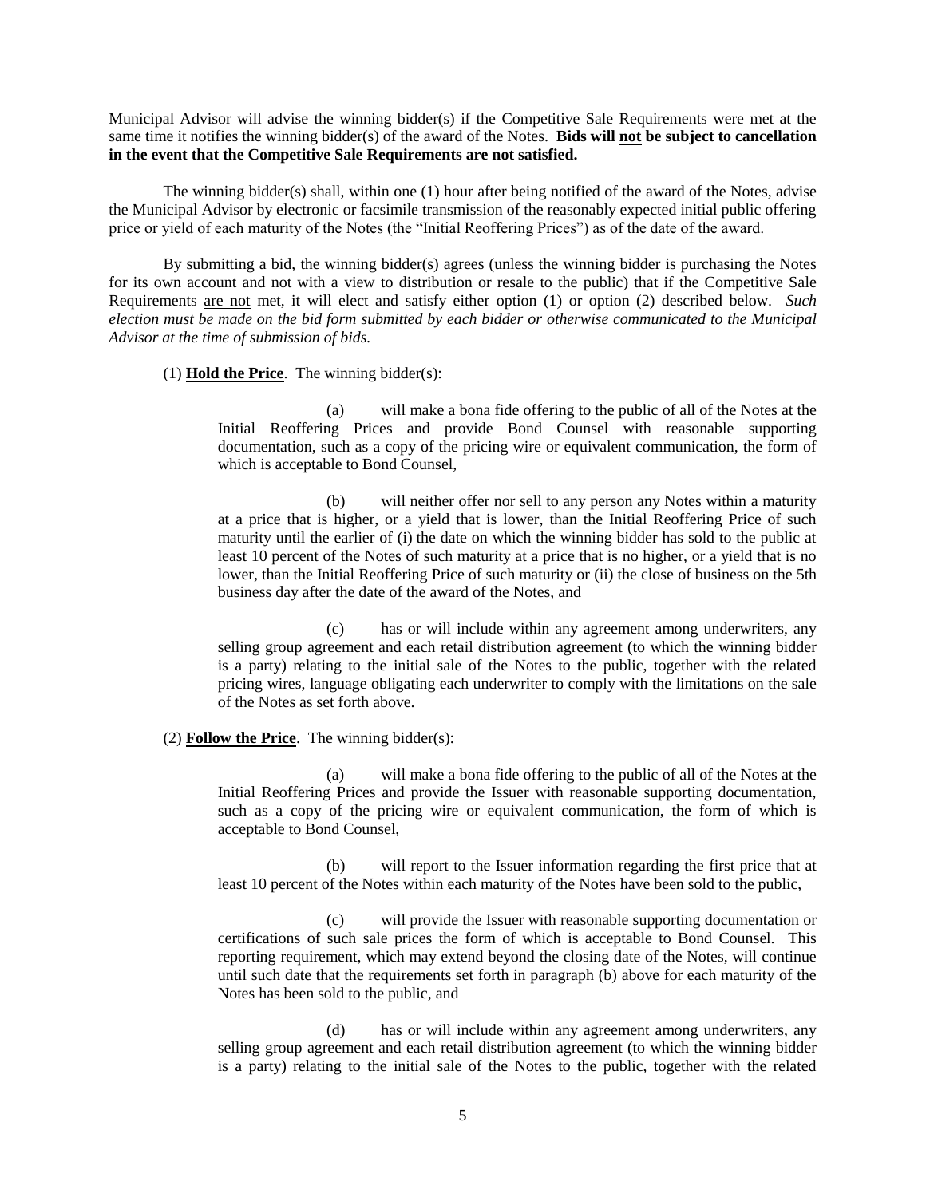Municipal Advisor will advise the winning bidder(s) if the Competitive Sale Requirements were met at the same time it notifies the winning bidder(s) of the award of the Notes. **Bids will <u>not</u> be subject to cancellation in the event that the Competitive Sale Requirements are not satisfied.**

The winning bidder(s) shall, within one (1) hour after being notified of the award of the Notes, advise the Municipal Advisor by electronic or facsimile transmission of the reasonably expected initial public offering price or yield of each maturity of the Notes (the "Initial Reoffering Prices") as of the date of the award.

By submitting a bid, the winning bidder(s) agrees (unless the winning bidder is purchasing the Notes for its own account and not with a view to distribution or resale to the public) that if the Competitive Sale Requirements <u>are not</u> met, it will elect and satisfy either option (1) or option (2) described below. *Such election must be made on the bid form submitted by each bidder or otherwise communicated to the Municipal Advisor at the time of submission of bids.*

(1) **<u>Hold the Price</u>**. The winning bidder(s):

> (a) will make a bona fide offering to the public of all of the Notes at the Initial Reoffering Prices and provide Bond Counsel with reasonable supporting documentation, such as a copy of the pricing wire or equivalent communication, the form of which is acceptable to Bond Counsel,
>
> (b) will neither offer nor sell to any person any Notes within a maturity at a price that is higher, or a yield that is lower, than the Initial Reoffering Price of such maturity until the earlier of (i) the date on which the winning bidder has sold to the public at least 10 percent of the Notes of such maturity at a price that is no higher, or a yield that is no lower, than the Initial Reoffering Price of such maturity or (ii) the close of business on the 5th business day after the date of the award of the Notes, and
>
> (c) has or will include within any agreement among underwriters, any selling group agreement and each retail distribution agreement (to which the winning bidder is a party) relating to the initial sale of the Notes to the public, together with the related pricing wires, language obligating each underwriter to comply with the limitations on the sale of the Notes as set forth above.

(2) **<u>Follow the Price</u>**. The winning bidder(s):

> (a) will make a bona fide offering to the public of all of the Notes at the Initial Reoffering Prices and provide the Issuer with reasonable supporting documentation, such as a copy of the pricing wire or equivalent communication, the form of which is acceptable to Bond Counsel,
>
> (b) will report to the Issuer information regarding the first price that at least 10 percent of the Notes within each maturity of the Notes have been sold to the public,
>
> (c) will provide the Issuer with reasonable supporting documentation or certifications of such sale prices the form of which is acceptable to Bond Counsel. This reporting requirement, which may extend beyond the closing date of the Notes, will continue until such date that the requirements set forth in paragraph (b) above for each maturity of the Notes has been sold to the public, and
>
> (d) has or will include within any agreement among underwriters, any selling group agreement and each retail distribution agreement (to which the winning bidder is a party) relating to the initial sale of the Notes to the public, together with the related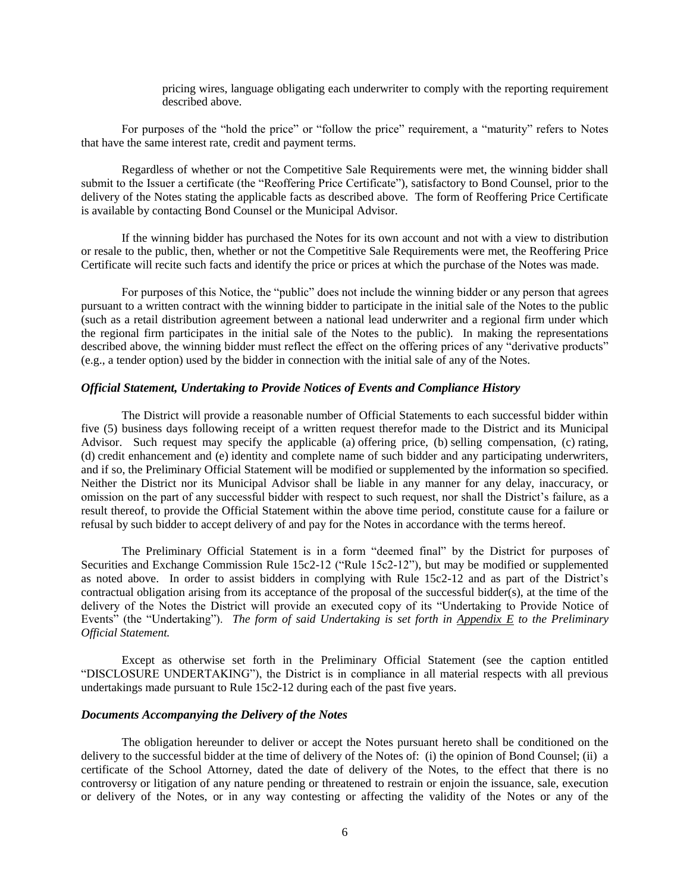pricing wires, language obligating each underwriter to comply with the reporting requirement described above.

For purposes of the "hold the price" or "follow the price" requirement, a "maturity" refers to Notes that have the same interest rate, credit and payment terms.

Regardless of whether or not the Competitive Sale Requirements were met, the winning bidder shall submit to the Issuer a certificate (the "Reoffering Price Certificate"), satisfactory to Bond Counsel, prior to the delivery of the Notes stating the applicable facts as described above. The form of Reoffering Price Certificate is available by contacting Bond Counsel or the Municipal Advisor.

If the winning bidder has purchased the Notes for its own account and not with a view to distribution or resale to the public, then, whether or not the Competitive Sale Requirements were met, the Reoffering Price Certificate will recite such facts and identify the price or prices at which the purchase of the Notes was made.

For purposes of this Notice, the "public" does not include the winning bidder or any person that agrees pursuant to a written contract with the winning bidder to participate in the initial sale of the Notes to the public (such as a retail distribution agreement between a national lead underwriter and a regional firm under which the regional firm participates in the initial sale of the Notes to the public). In making the representations described above, the winning bidder must reflect the effect on the offering prices of any "derivative products" (e.g., a tender option) used by the bidder in connection with the initial sale of any of the Notes.

### *Official Statement, Undertaking to Provide Notices of Events and Compliance History*

The District will provide a reasonable number of Official Statements to each successful bidder within five (5) business days following receipt of a written request therefor made to the District and its Municipal Advisor. Such request may specify the applicable (a) offering price, (b) selling compensation, (c) rating, (d) credit enhancement and (e) identity and complete name of such bidder and any participating underwriters, and if so, the Preliminary Official Statement will be modified or supplemented by the information so specified. Neither the District nor its Municipal Advisor shall be liable in any manner for any delay, inaccuracy, or omission on the part of any successful bidder with respect to such request, nor shall the District's failure, as a result thereof, to provide the Official Statement within the above time period, constitute cause for a failure or refusal by such bidder to accept delivery of and pay for the Notes in accordance with the terms hereof.

The Preliminary Official Statement is in a form "deemed final" by the District for purposes of Securities and Exchange Commission Rule 15c2-12 ("Rule 15c2-12"), but may be modified or supplemented as noted above. In order to assist bidders in complying with Rule 15c2-12 and as part of the District's contractual obligation arising from its acceptance of the proposal of the successful bidder(s), at the time of the delivery of the Notes the District will provide an executed copy of its "Undertaking to Provide Notice of Events" (the "Undertaking"). *The form of said Undertaking is set forth in Appendix E to the Preliminary Official Statement.*

Except as otherwise set forth in the Preliminary Official Statement (see the caption entitled "DISCLOSURE UNDERTAKING"), the District is in compliance in all material respects with all previous undertakings made pursuant to Rule 15c2-12 during each of the past five years.

### *Documents Accompanying the Delivery of the Notes*

The obligation hereunder to deliver or accept the Notes pursuant hereto shall be conditioned on the delivery to the successful bidder at the time of delivery of the Notes of: (i) the opinion of Bond Counsel; (ii) a certificate of the School Attorney, dated the date of delivery of the Notes, to the effect that there is no controversy or litigation of any nature pending or threatened to restrain or enjoin the issuance, sale, execution or delivery of the Notes, or in any way contesting or affecting the validity of the Notes or any of the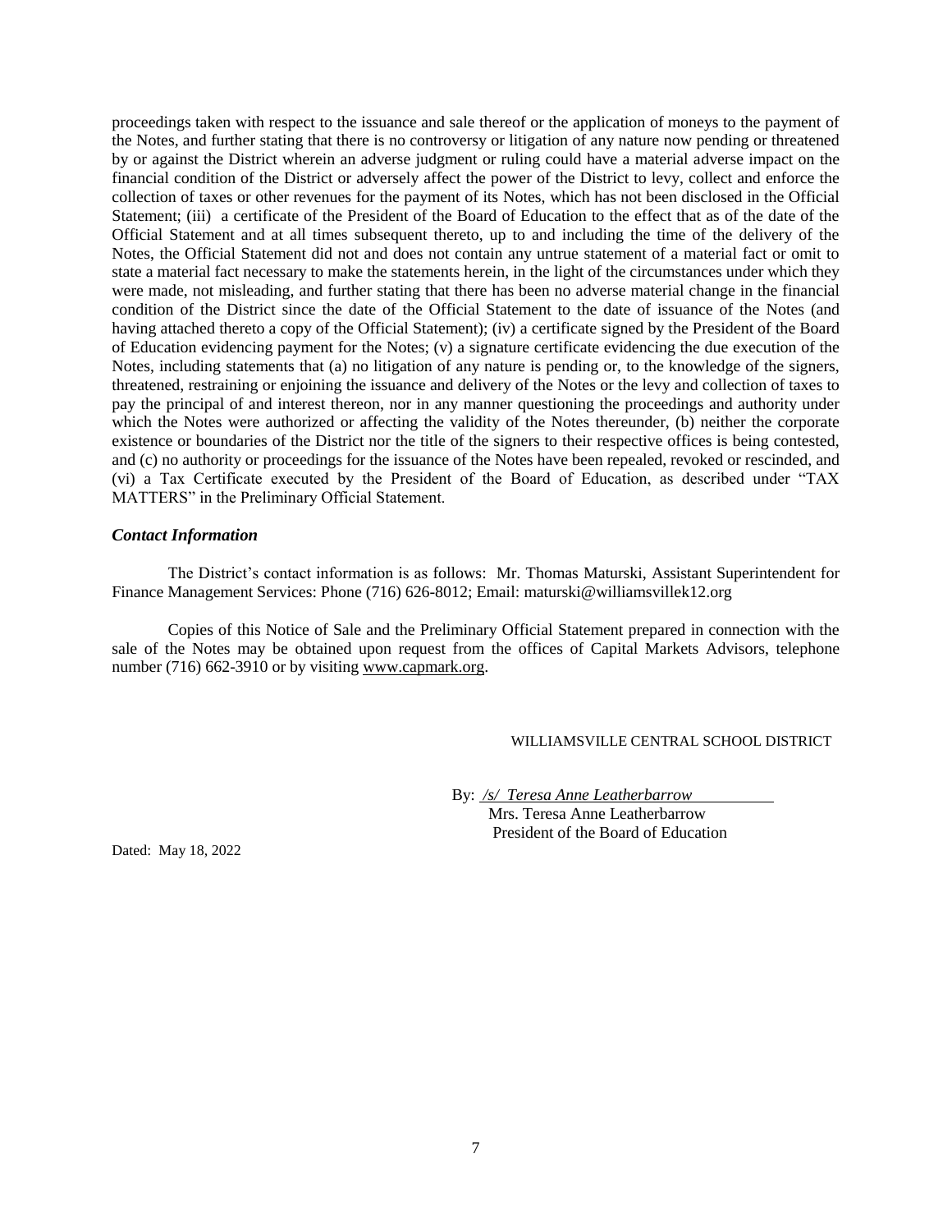proceedings taken with respect to the issuance and sale thereof or the application of moneys to the payment of the Notes, and further stating that there is no controversy or litigation of any nature now pending or threatened by or against the District wherein an adverse judgment or ruling could have a material adverse impact on the financial condition of the District or adversely affect the power of the District to levy, collect and enforce the collection of taxes or other revenues for the payment of its Notes, which has not been disclosed in the Official Statement; (iii) a certificate of the President of the Board of Education to the effect that as of the date of the Official Statement and at all times subsequent thereto, up to and including the time of the delivery of the Notes, the Official Statement did not and does not contain any untrue statement of a material fact or omit to state a material fact necessary to make the statements herein, in the light of the circumstances under which they were made, not misleading, and further stating that there has been no adverse material change in the financial condition of the District since the date of the Official Statement to the date of issuance of the Notes (and having attached thereto a copy of the Official Statement); (iv) a certificate signed by the President of the Board of Education evidencing payment for the Notes; (v) a signature certificate evidencing the due execution of the Notes, including statements that (a) no litigation of any nature is pending or, to the knowledge of the signers, threatened, restraining or enjoining the issuance and delivery of the Notes or the levy and collection of taxes to pay the principal of and interest thereon, nor in any manner questioning the proceedings and authority under which the Notes were authorized or affecting the validity of the Notes thereunder, (b) neither the corporate existence or boundaries of the District nor the title of the signers to their respective offices is being contested, and (c) no authority or proceedings for the issuance of the Notes have been repealed, revoked or rescinded, and (vi) a Tax Certificate executed by the President of the Board of Education, as described under "TAX MATTERS" in the Preliminary Official Statement.

***Contact Information***

The District's contact information is as follows: Mr. Thomas Maturski, Assistant Superintendent for Finance Management Services: Phone (716) 626-8012; Email: maturski@williamsvillek12.org

Copies of this Notice of Sale and the Preliminary Official Statement prepared in connection with the sale of the Notes may be obtained upon request from the offices of Capital Markets Advisors, telephone number (716) 662-3910 or by visiting www.capmark.org.

WILLIAMSVILLE CENTRAL SCHOOL DISTRICT

By: */s/ Teresa Anne Leatherbarrow*
Mrs. Teresa Anne Leatherbarrow
President of the Board of Education

Dated: May 18, 2022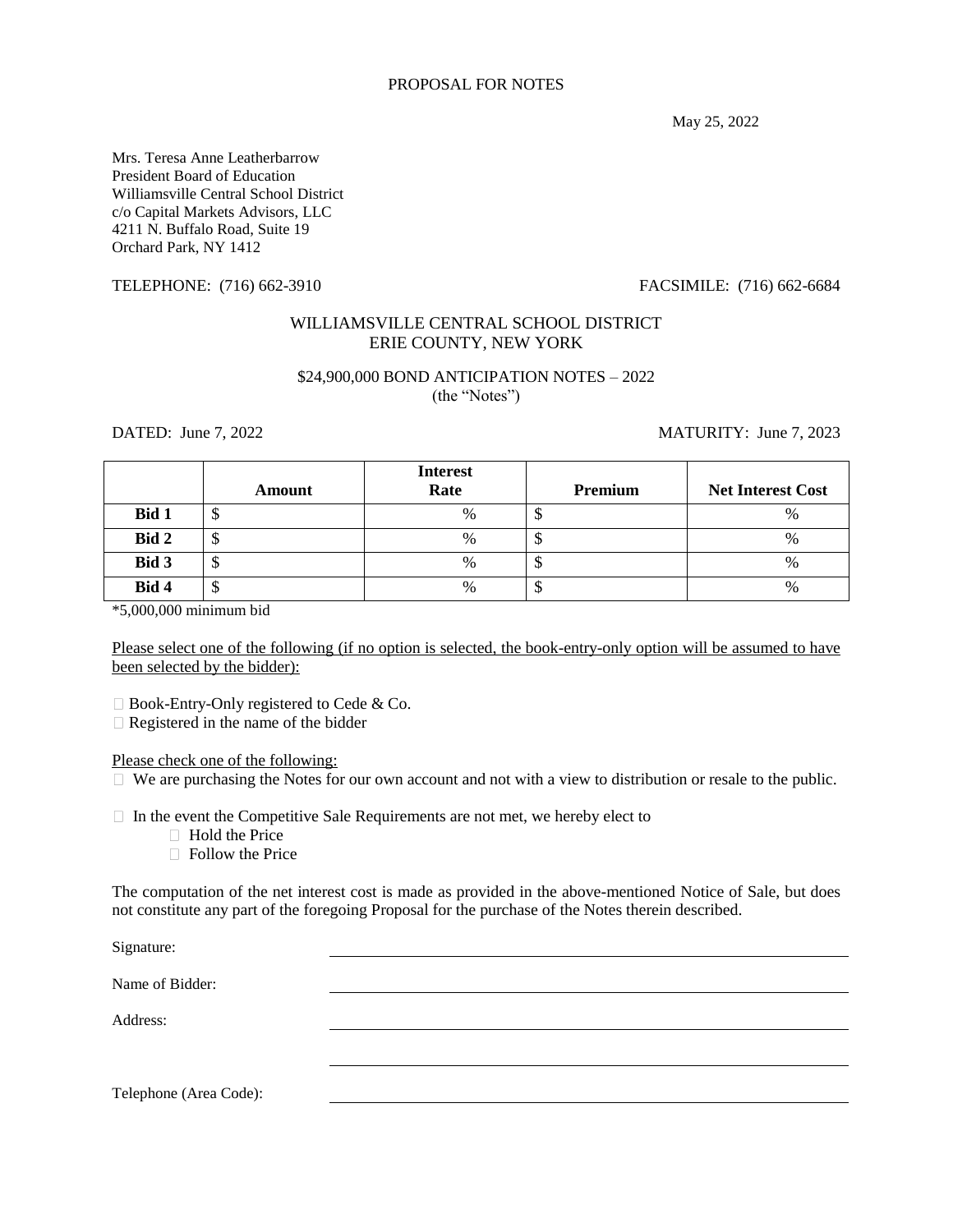PROPOSAL FOR NOTES

May 25, 2022

Mrs. Teresa Anne Leatherbarrow
President Board of Education
Williamsville Central School District
c/o Capital Markets Advisors, LLC
4211 N. Buffalo Road, Suite 19
Orchard Park, NY 1412

TELEPHONE: (716) 662-3910 FACSIMILE: (716) 662-6684

WILLIAMSVILLE CENTRAL SCHOOL DISTRICT
ERIE COUNTY, NEW YORK

$24,900,000 BOND ANTICIPATION NOTES – 2022
(the "Notes")

DATED: June 7, 2022 MATURITY: June 7, 2023

| | Amount | Interest Rate | Premium | Net Interest Cost |
|---|---|---|---|---|
| **Bid 1** | $ | % | $ | % |
| **Bid 2** | $ | % | $ | % |
| **Bid 3** | $ | % | $ | % |
| **Bid 4** | $ | % | $ | % |

*5,000,000 minimum bid

Please select one of the following (if no option is selected, the book-entry-only option will be assumed to have been selected by the bidder):

☐ Book-Entry-Only registered to Cede & Co.
☐ Registered in the name of the bidder

Please check one of the following:

☐ We are purchasing the Notes for our own account and not with a view to distribution or resale to the public.

☐ In the event the Competitive Sale Requirements are not met, we hereby elect to
- ☐ Hold the Price
- ☐ Follow the Price

The computation of the net interest cost is made as provided in the above-mentioned Notice of Sale, but does not constitute any part of the foregoing Proposal for the purchase of the Notes therein described.

Signature: \_\_\_\_\_\_\_\_\_\_\_\_\_\_\_\_\_\_\_\_\_\_\_\_\_\_\_\_\_\_\_\_

Name of Bidder: \_\_\_\_\_\_\_\_\_\_\_\_\_\_\_\_\_\_\_\_\_\_\_\_\_\_\_\_\_\_\_\_

Address: \_\_\_\_\_\_\_\_\_\_\_\_\_\_\_\_\_\_\_\_\_\_\_\_\_\_\_\_\_\_\_\_

\_\_\_\_\_\_\_\_\_\_\_\_\_\_\_\_\_\_\_\_\_\_\_\_\_\_\_\_\_\_\_\_

Telephone (Area Code): \_\_\_\_\_\_\_\_\_\_\_\_\_\_\_\_\_\_\_\_\_\_\_\_\_\_\_\_\_\_\_\_